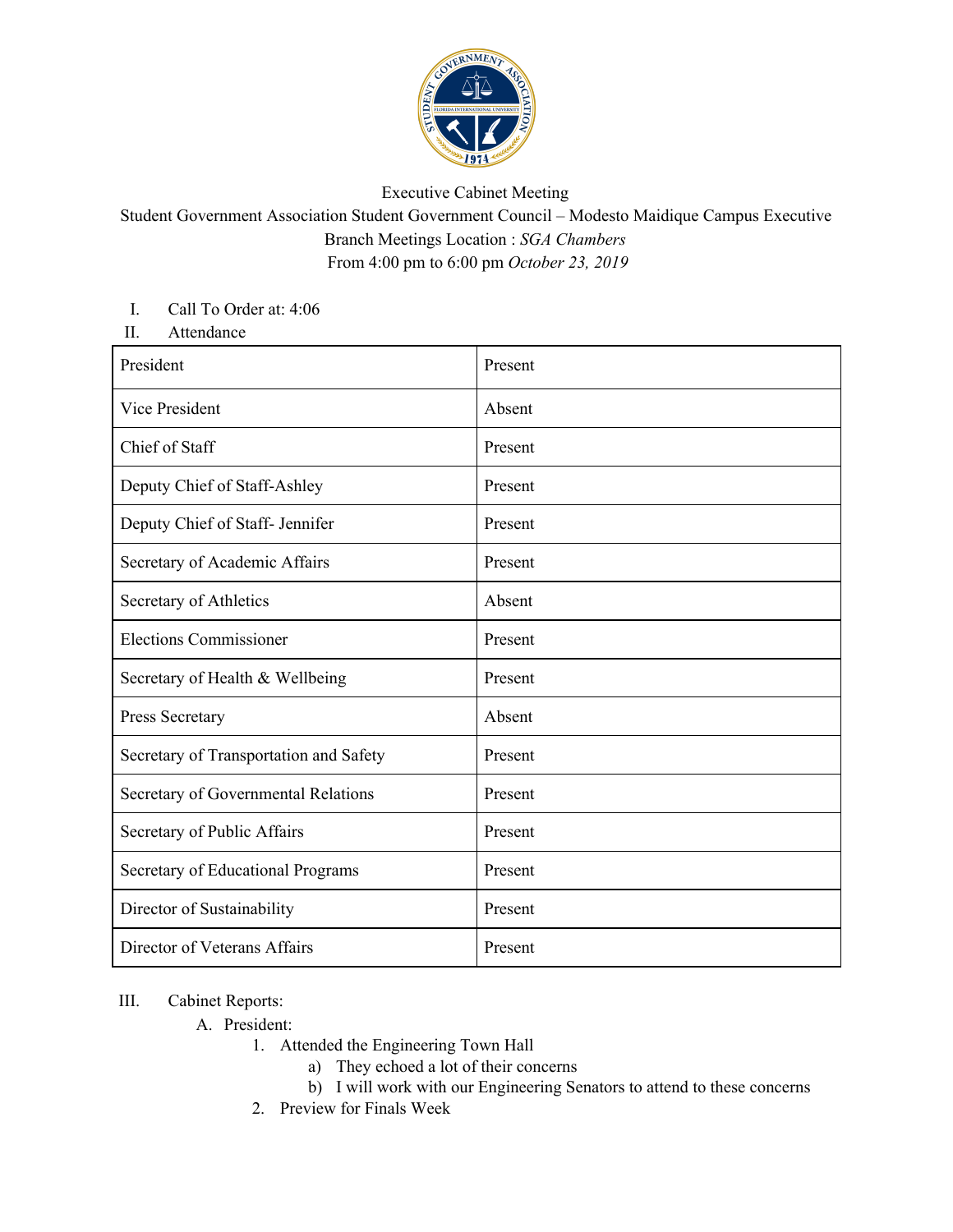Executive Cabinet Meeting

Student Government Association Student Government Council – Modesto Maidique Campus Executive Branch Meetings Location : *SGA Chambers*

From 4:00 pm to 6:00 pm *October 23, 2019*

I. Call To Order at: 4:06

II. Attendance

| President | Present |
|---|---|
| Vice President | Absent |
| Chief of Staff | Present |
| Deputy Chief of Staff-Ashley | Present |
| Deputy Chief of Staff- Jennifer | Present |
| Secretary of Academic Affairs | Present |
| Secretary of Athletics | Absent |
| Elections Commissioner | Present |
| Secretary of Health & Wellbeing | Present |
| Press Secretary | Absent |
| Secretary of Transportation and Safety | Present |
| Secretary of Governmental Relations | Present |
| Secretary of Public Affairs | Present |
| Secretary of Educational Programs | Present |
| Director of Sustainability | Present |
| Director of Veterans Affairs | Present |

III. Cabinet Reports:

A. President:

1. Attended the Engineering Town Hall
   a) They echoed a lot of their concerns
   b) I will work with our Engineering Senators to attend to these concerns
2. Preview for Finals Week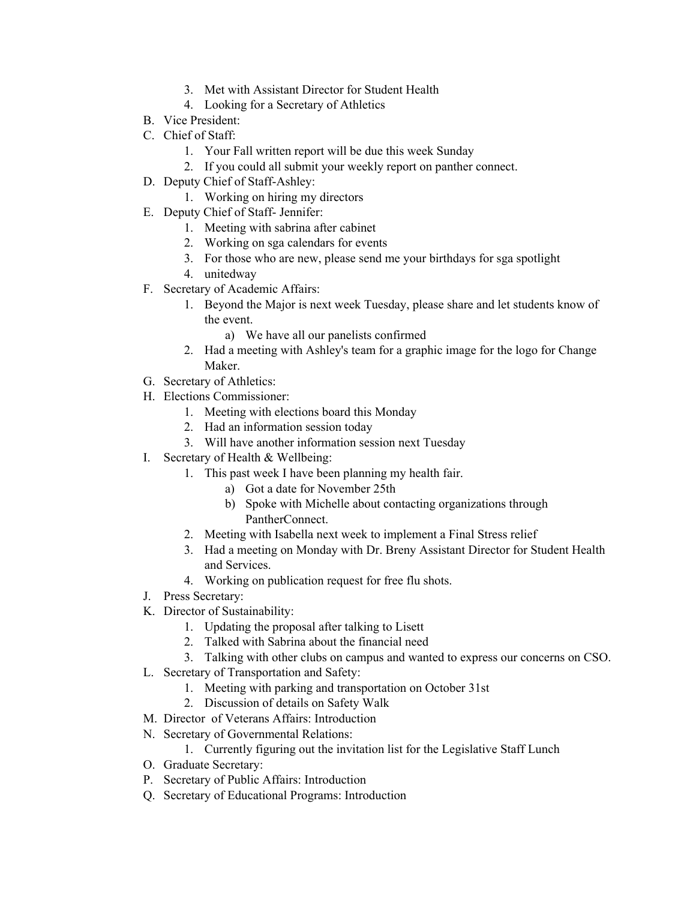3. Met with Assistant Director for Student Health
   4. Looking for a Secretary of Athletics

B. Vice President:

C. Chief of Staff:
   1. Your Fall written report will be due this week Sunday
   2. If you could all submit your weekly report on panther connect.

D. Deputy Chief of Staff-Ashley:
   1. Working on hiring my directors

E. Deputy Chief of Staff- Jennifer:
   1. Meeting with sabrina after cabinet
   2. Working on sga calendars for events
   3. For those who are new, please send me your birthdays for sga spotlight
   4. unitedway

F. Secretary of Academic Affairs:
   1. Beyond the Major is next week Tuesday, please share and let students know of the event.
      a) We have all our panelists confirmed
   2. Had a meeting with Ashley's team for a graphic image for the logo for Change Maker.

G. Secretary of Athletics:

H. Elections Commissioner:
   1. Meeting with elections board this Monday
   2. Had an information session today
   3. Will have another information session next Tuesday

I. Secretary of Health & Wellbeing:
   1. This past week I have been planning my health fair.
      a) Got a date for November 25th
      b) Spoke with Michelle about contacting organizations through PantherConnect.
   2. Meeting with Isabella next week to implement a Final Stress relief
   3. Had a meeting on Monday with Dr. Breny Assistant Director for Student Health and Services.
   4. Working on publication request for free flu shots.

J. Press Secretary:

K. Director of Sustainability:
   1. Updating the proposal after talking to Lisett
   2. Talked with Sabrina about the financial need
   3. Talking with other clubs on campus and wanted to express our concerns on CSO.

L. Secretary of Transportation and Safety:
   1. Meeting with parking and transportation on October 31st
   2. Discussion of details on Safety Walk

M. Director of Veterans Affairs: Introduction

N. Secretary of Governmental Relations:
   1. Currently figuring out the invitation list for the Legislative Staff Lunch

O. Graduate Secretary:

P. Secretary of Public Affairs: Introduction

Q. Secretary of Educational Programs: Introduction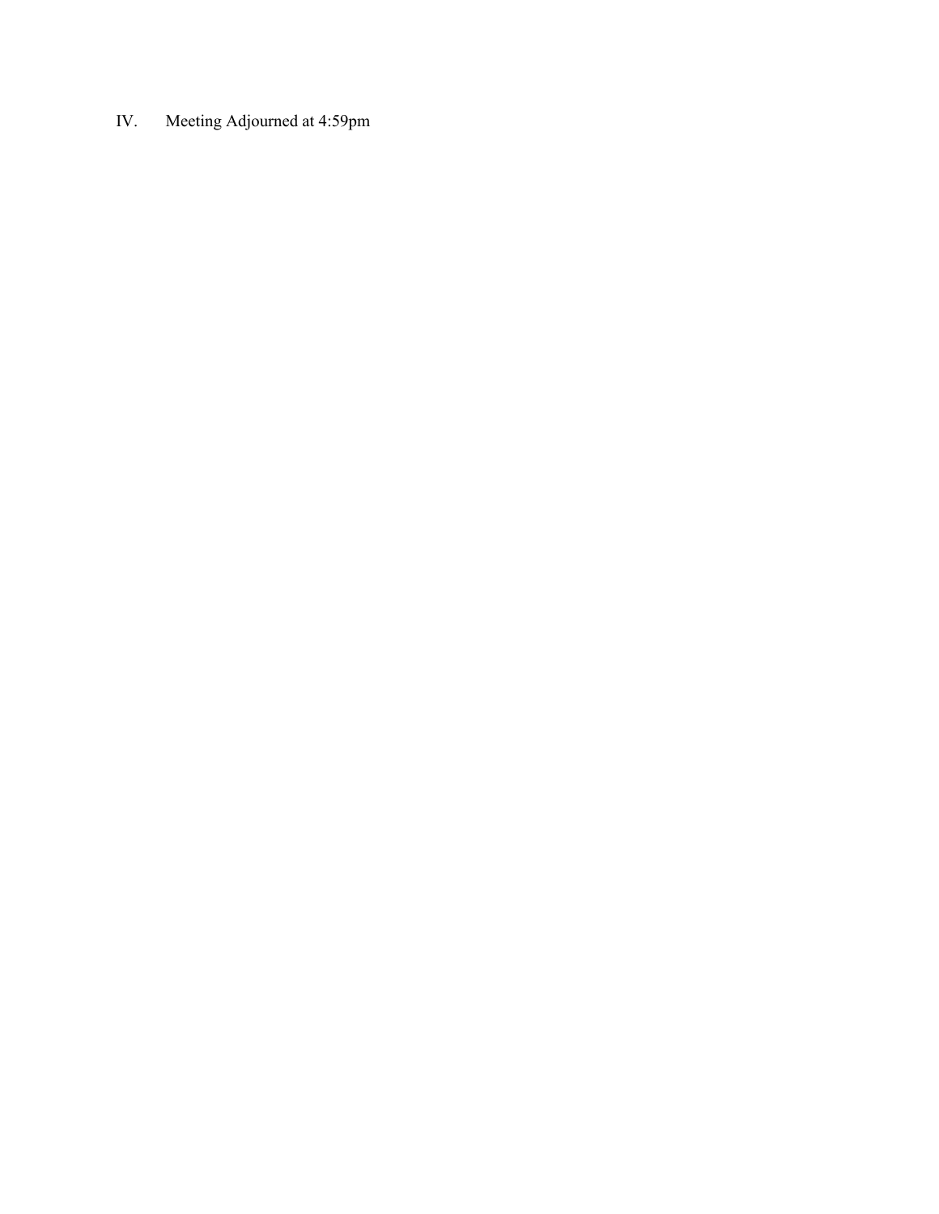IV. Meeting Adjourned at 4:59pm